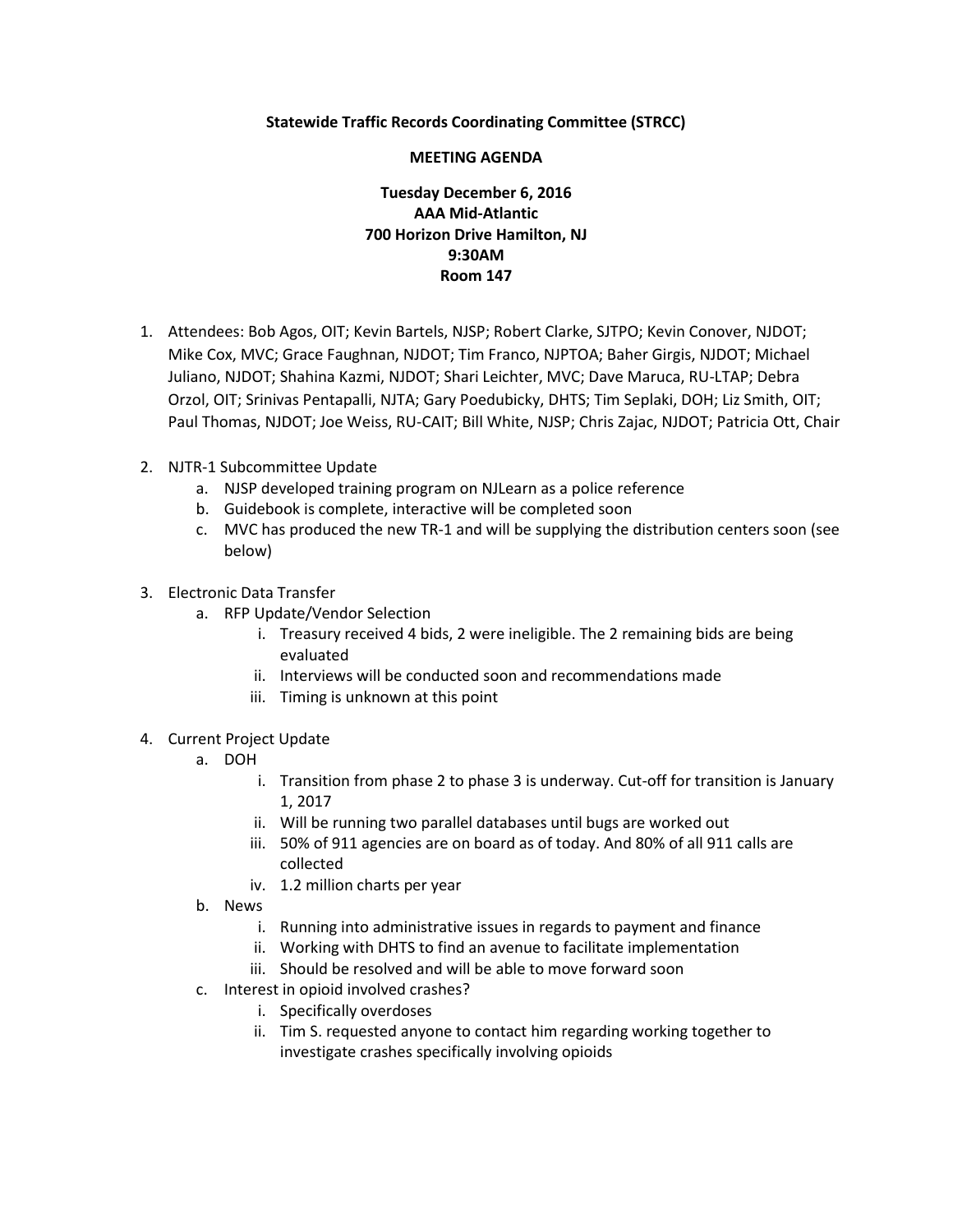**Statewide Traffic Records Coordinating Committee (STRCC)**

**MEETING AGENDA**

**Tuesday December 6, 2016**
**AAA Mid-Atlantic**
**700 Horizon Drive Hamilton, NJ**
**9:30AM**
**Room 147**

1. Attendees: Bob Agos, OIT; Kevin Bartels, NJSP; Robert Clarke, SJTPO; Kevin Conover, NJDOT; Mike Cox, MVC; Grace Faughnan, NJDOT; Tim Franco, NJPTOA; Baher Girgis, NJDOT; Michael Juliano, NJDOT; Shahina Kazmi, NJDOT; Shari Leichter, MVC; Dave Maruca, RU-LTAP; Debra Orzol, OIT; Srinivas Pentapalli, NJTA; Gary Poedubicky, DHTS; Tim Seplaki, DOH; Liz Smith, OIT; Paul Thomas, NJDOT; Joe Weiss, RU-CAIT; Bill White, NJSP; Chris Zajac, NJDOT; Patricia Ott, Chair

2. NJTR-1 Subcommittee Update
   a. NJSP developed training program on NJLearn as a police reference
   b. Guidebook is complete, interactive will be completed soon
   c. MVC has produced the new TR-1 and will be supplying the distribution centers soon (see below)

3. Electronic Data Transfer
   a. RFP Update/Vendor Selection
      i. Treasury received 4 bids, 2 were ineligible. The 2 remaining bids are being evaluated
      ii. Interviews will be conducted soon and recommendations made
      iii. Timing is unknown at this point

4. Current Project Update
   a. DOH
      i. Transition from phase 2 to phase 3 is underway. Cut-off for transition is January 1, 2017
      ii. Will be running two parallel databases until bugs are worked out
      iii. 50% of 911 agencies are on board as of today. And 80% of all 911 calls are collected
      iv. 1.2 million charts per year
   b. News
      i. Running into administrative issues in regards to payment and finance
      ii. Working with DHTS to find an avenue to facilitate implementation
      iii. Should be resolved and will be able to move forward soon
   c. Interest in opioid involved crashes?
      i. Specifically overdoses
      ii. Tim S. requested anyone to contact him regarding working together to investigate crashes specifically involving opioids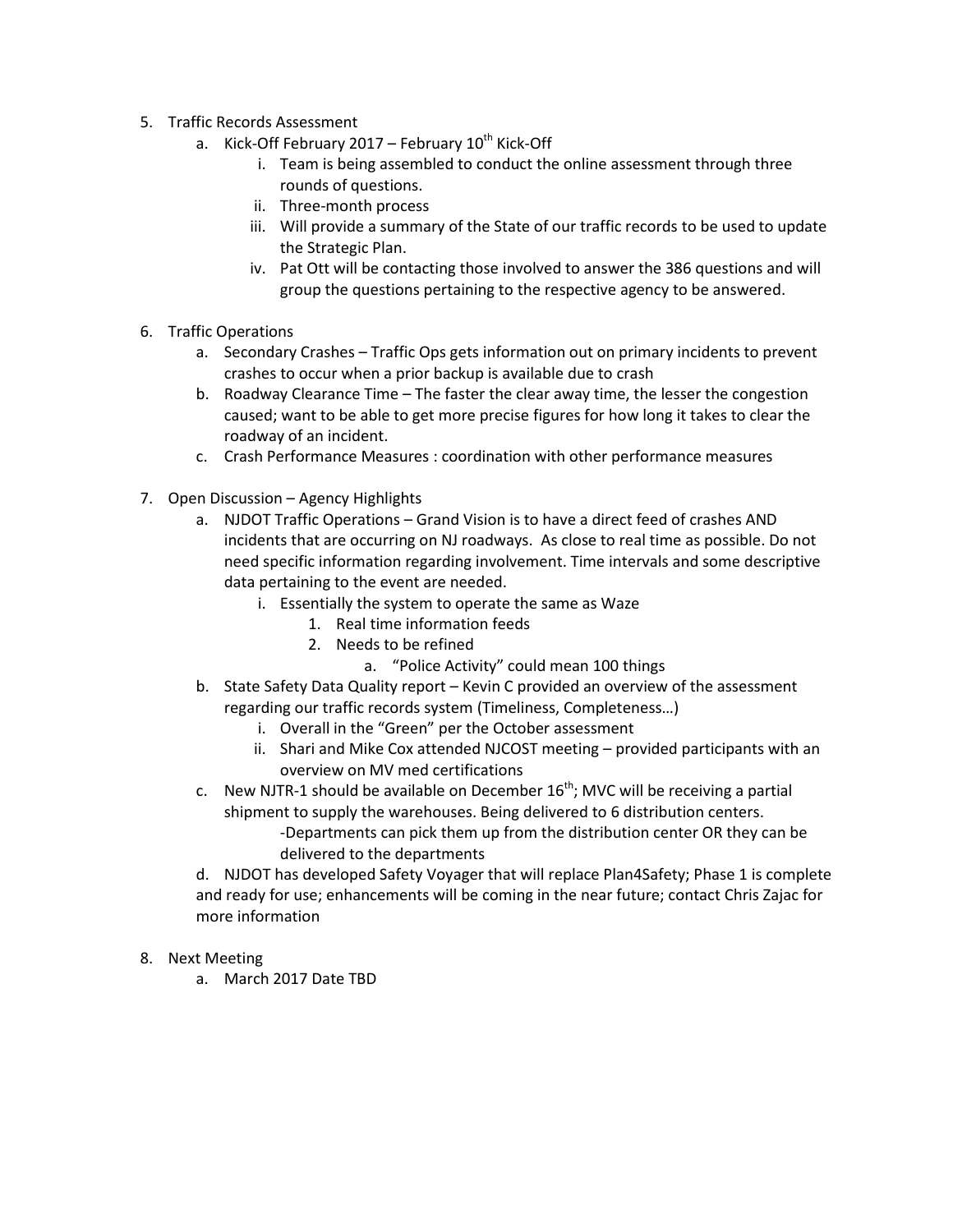5. Traffic Records Assessment
    a. Kick-Off February 2017 – February 10th Kick-Off
        i. Team is being assembled to conduct the online assessment through three rounds of questions.
        ii. Three-month process
        iii. Will provide a summary of the State of our traffic records to be used to update the Strategic Plan.
        iv. Pat Ott will be contacting those involved to answer the 386 questions and will group the questions pertaining to the respective agency to be answered.

6. Traffic Operations
    a. Secondary Crashes – Traffic Ops gets information out on primary incidents to prevent crashes to occur when a prior backup is available due to crash
    b. Roadway Clearance Time – The faster the clear away time, the lesser the congestion caused; want to be able to get more precise figures for how long it takes to clear the roadway of an incident.
    c. Crash Performance Measures : coordination with other performance measures

7. Open Discussion – Agency Highlights
    a. NJDOT Traffic Operations – Grand Vision is to have a direct feed of crashes AND incidents that are occurring on NJ roadways. As close to real time as possible. Do not need specific information regarding involvement. Time intervals and some descriptive data pertaining to the event are needed.
        i. Essentially the system to operate the same as Waze
            1. Real time information feeds
            2. Needs to be refined
                a. "Police Activity" could mean 100 things
    b. State Safety Data Quality report – Kevin C provided an overview of the assessment regarding our traffic records system (Timeliness, Completeness…)
        i. Overall in the "Green" per the October assessment
        ii. Shari and Mike Cox attended NJCOST meeting – provided participants with an overview on MV med certifications
    c. New NJTR-1 should be available on December 16th; MVC will be receiving a partial shipment to supply the warehouses. Being delivered to 6 distribution centers.
        -Departments can pick them up from the distribution center OR they can be delivered to the departments
    d. NJDOT has developed Safety Voyager that will replace Plan4Safety; Phase 1 is complete and ready for use; enhancements will be coming in the near future; contact Chris Zajac for more information

8. Next Meeting
    a. March 2017 Date TBD